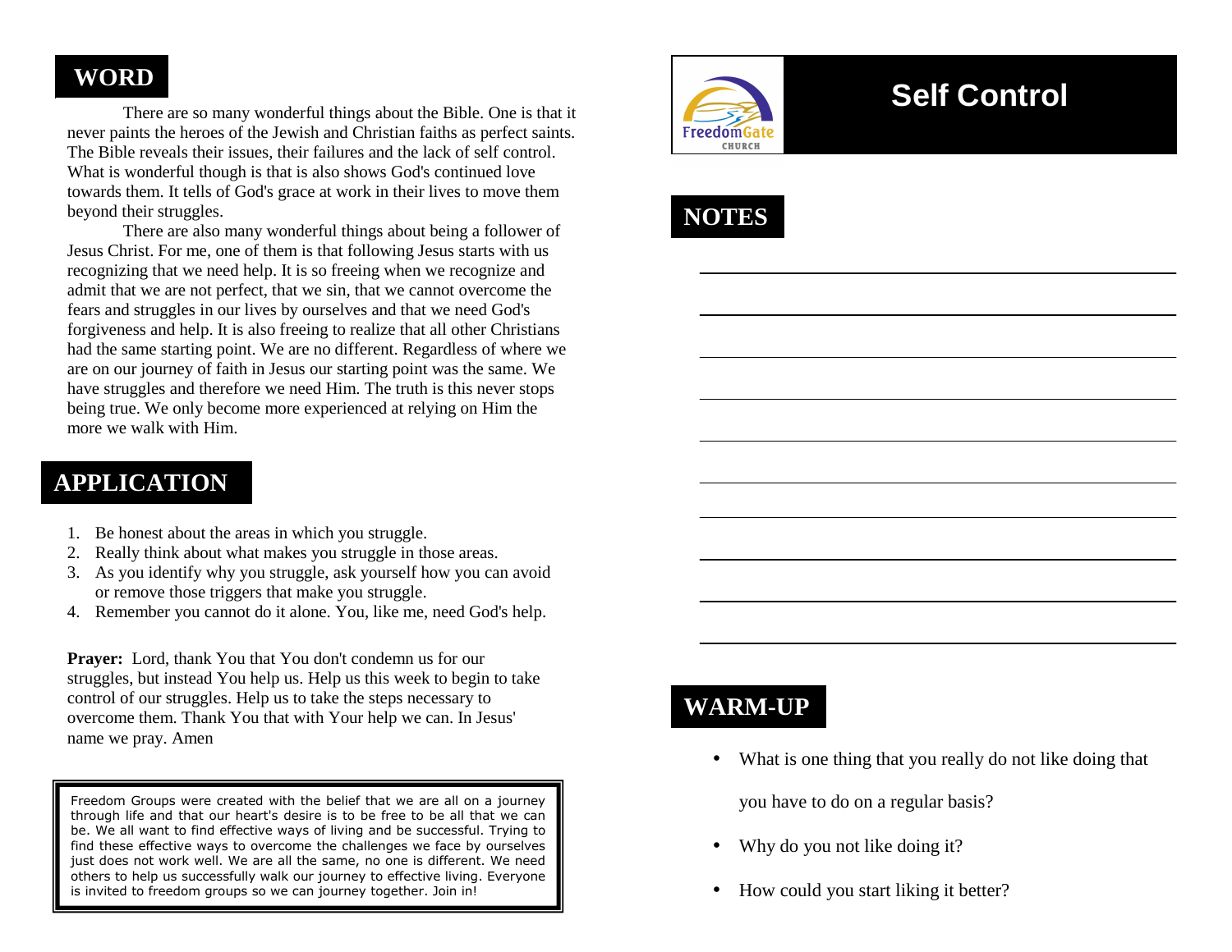## WORD

There are so many wonderful things about the Bible. One is that it never paints the heroes of the Jewish and Christian faiths as perfect saints. The Bible reveals their issues, their failures and the lack of self control. What is wonderful though is that is also shows God's continued love towards them. It tells of God's grace at work in their lives to move them beyond their struggles.

There are also many wonderful things about being a follower of Jesus Christ. For me, one of them is that following Jesus starts with us recognizing that we need help. It is so freeing when we recognize and admit that we are not perfect, that we sin, that we cannot overcome the fears and struggles in our lives by ourselves and that we need God's forgiveness and help. It is also freeing to realize that all other Christians had the same starting point. We are no different. Regardless of where we are on our journey of faith in Jesus our starting point was the same. We have struggles and therefore we need Him. The truth is this never stops being true. We only become more experienced at relying on Him the more we walk with Him.

## APPLICATION

1. Be honest about the areas in which you struggle.
2. Really think about what makes you struggle in those areas.
3. As you identify why you struggle, ask yourself how you can avoid or remove those triggers that make you struggle.
4. Remember you cannot do it alone. You, like me, need God's help.

**Prayer:** Lord, thank You that You don't condemn us for our struggles, but instead You help us. Help us this week to begin to take control of our struggles. Help us to take the steps necessary to overcome them. Thank You that with Your help we can. In Jesus' name we pray. Amen

> Freedom Groups were created with the belief that we are all on a journey through life and that our heart's desire is to be free to be all that we can be. We all want to find effective ways of living and be successful. Trying to find these effective ways to overcome the challenges we face by ourselves just does not work well. We are all the same, no one is different. We need others to help us successfully walk our journey to effective living. Everyone is invited to freedom groups so we can journey together. Join in!

FreedomGate CHURCH

# Self Control

## NOTES

## WARM-UP

- What is one thing that you really do not like doing that you have to do on a regular basis?
- Why do you not like doing it?
- How could you start liking it better?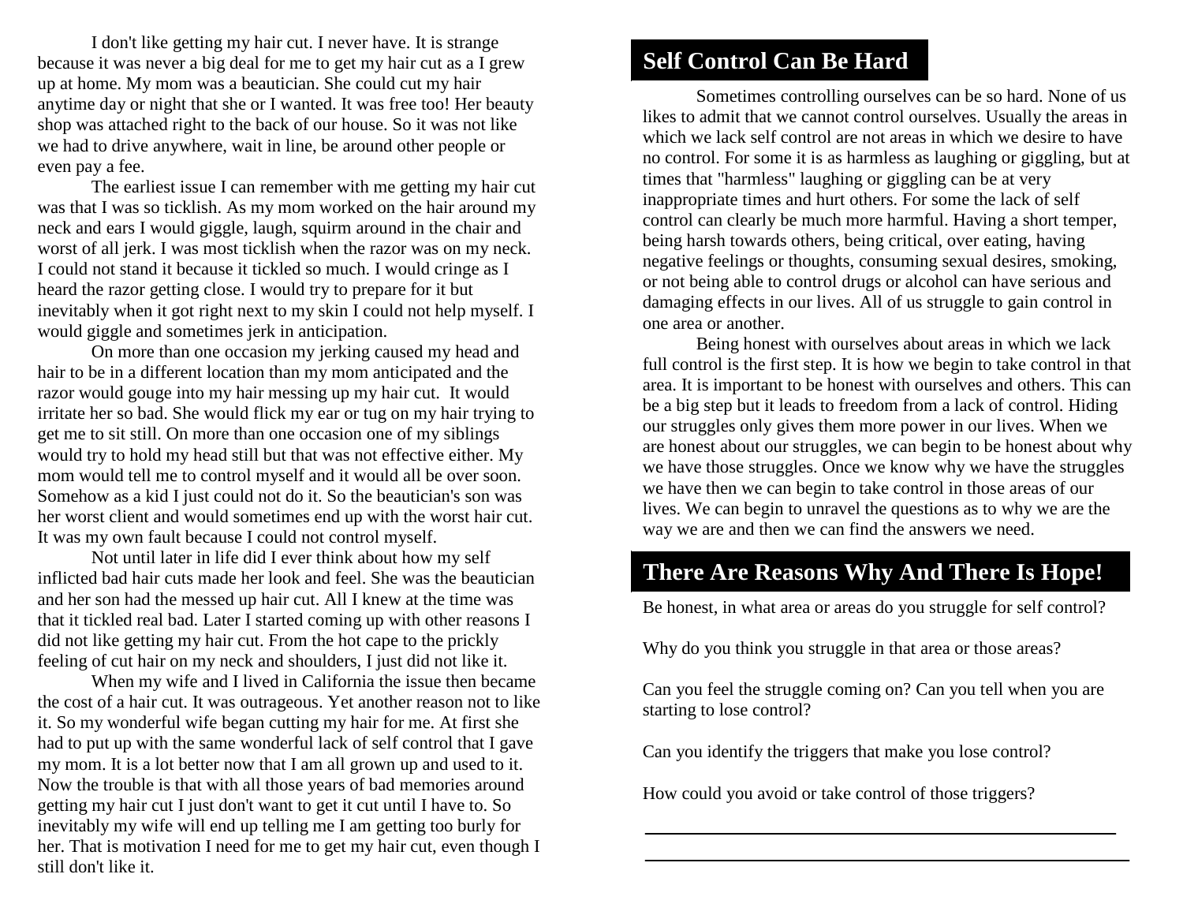I don't like getting my hair cut. I never have. It is strange because it was never a big deal for me to get my hair cut as a I grew up at home. My mom was a beautician. She could cut my hair anytime day or night that she or I wanted. It was free too! Her beauty shop was attached right to the back of our house. So it was not like we had to drive anywhere, wait in line, be around other people or even pay a fee.

The earliest issue I can remember with me getting my hair cut was that I was so ticklish. As my mom worked on the hair around my neck and ears I would giggle, laugh, squirm around in the chair and worst of all jerk. I was most ticklish when the razor was on my neck. I could not stand it because it tickled so much. I would cringe as I heard the razor getting close. I would try to prepare for it but inevitably when it got right next to my skin I could not help myself. I would giggle and sometimes jerk in anticipation.

On more than one occasion my jerking caused my head and hair to be in a different location than my mom anticipated and the razor would gouge into my hair messing up my hair cut. It would irritate her so bad. She would flick my ear or tug on my hair trying to get me to sit still. On more than one occasion one of my siblings would try to hold my head still but that was not effective either. My mom would tell me to control myself and it would all be over soon. Somehow as a kid I just could not do it. So the beautician's son was her worst client and would sometimes end up with the worst hair cut. It was my own fault because I could not control myself.

Not until later in life did I ever think about how my self inflicted bad hair cuts made her look and feel. She was the beautician and her son had the messed up hair cut. All I knew at the time was that it tickled real bad. Later I started coming up with other reasons I did not like getting my hair cut. From the hot cape to the prickly feeling of cut hair on my neck and shoulders, I just did not like it.

When my wife and I lived in California the issue then became the cost of a hair cut. It was outrageous. Yet another reason not to like it. So my wonderful wife began cutting my hair for me. At first she had to put up with the same wonderful lack of self control that I gave my mom. It is a lot better now that I am all grown up and used to it. Now the trouble is that with all those years of bad memories around getting my hair cut I just don't want to get it cut until I have to. So inevitably my wife will end up telling me I am getting too burly for her. That is motivation I need for me to get my hair cut, even though I still don't like it.

## Self Control Can Be Hard

Sometimes controlling ourselves can be so hard. None of us likes to admit that we cannot control ourselves. Usually the areas in which we lack self control are not areas in which we desire to have no control. For some it is as harmless as laughing or giggling, but at times that "harmless" laughing or giggling can be at very inappropriate times and hurt others. For some the lack of self control can clearly be much more harmful. Having a short temper, being harsh towards others, being critical, over eating, having negative feelings or thoughts, consuming sexual desires, smoking, or not being able to control drugs or alcohol can have serious and damaging effects in our lives. All of us struggle to gain control in one area or another.

Being honest with ourselves about areas in which we lack full control is the first step. It is how we begin to take control in that area. It is important to be honest with ourselves and others. This can be a big step but it leads to freedom from a lack of control. Hiding our struggles only gives them more power in our lives. When we are honest about our struggles, we can begin to be honest about why we have those struggles. Once we know why we have the struggles we have then we can begin to take control in those areas of our lives. We can begin to unravel the questions as to why we are the way we are and then we can find the answers we need.

## There Are Reasons Why And There Is Hope!

Be honest, in what area or areas do you struggle for self control?

Why do you think you struggle in that area or those areas?

Can you feel the struggle coming on? Can you tell when you are starting to lose control?

Can you identify the triggers that make you lose control?

How could you avoid or take control of those triggers?

\_\_\_\_\_\_\_\_\_\_\_\_\_\_\_\_\_\_\_\_\_\_\_\_\_\_\_\_\_\_\_\_\_\_\_\_\_\_\_\_\_\_\_\_\_\_\_\_

\_\_\_\_\_\_\_\_\_\_\_\_\_\_\_\_\_\_\_\_\_\_\_\_\_\_\_\_\_\_\_\_\_\_\_\_\_\_\_\_\_\_\_\_\_\_\_\_